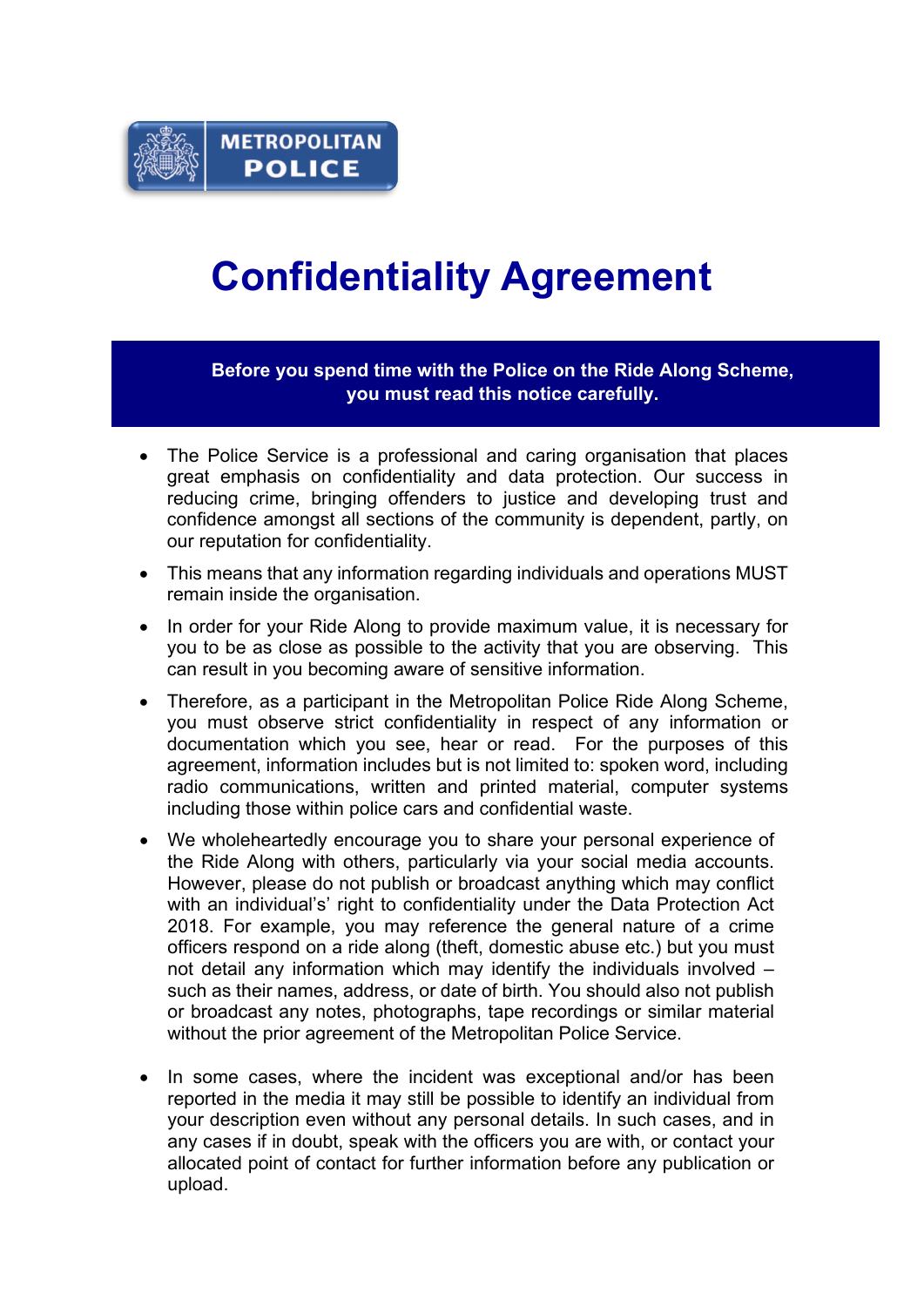METROPOLITAN POLICE

# Confidentiality Agreement

**Before you spend time with the Police on the Ride Along Scheme, you must read this notice carefully.**

- The Police Service is a professional and caring organisation that places great emphasis on confidentiality and data protection. Our success in reducing crime, bringing offenders to justice and developing trust and confidence amongst all sections of the community is dependent, partly, on our reputation for confidentiality.
- This means that any information regarding individuals and operations MUST remain inside the organisation.
- In order for your Ride Along to provide maximum value, it is necessary for you to be as close as possible to the activity that you are observing. This can result in you becoming aware of sensitive information.
- Therefore, as a participant in the Metropolitan Police Ride Along Scheme, you must observe strict confidentiality in respect of any information or documentation which you see, hear or read. For the purposes of this agreement, information includes but is not limited to: spoken word, including radio communications, written and printed material, computer systems including those within police cars and confidential waste.
- We wholeheartedly encourage you to share your personal experience of the Ride Along with others, particularly via your social media accounts. However, please do not publish or broadcast anything which may conflict with an individual's' right to confidentiality under the Data Protection Act 2018. For example, you may reference the general nature of a crime officers respond on a ride along (theft, domestic abuse etc.) but you must not detail any information which may identify the individuals involved – such as their names, address, or date of birth. You should also not publish or broadcast any notes, photographs, tape recordings or similar material without the prior agreement of the Metropolitan Police Service.
- In some cases, where the incident was exceptional and/or has been reported in the media it may still be possible to identify an individual from your description even without any personal details. In such cases, and in any cases if in doubt, speak with the officers you are with, or contact your allocated point of contact for further information before any publication or upload.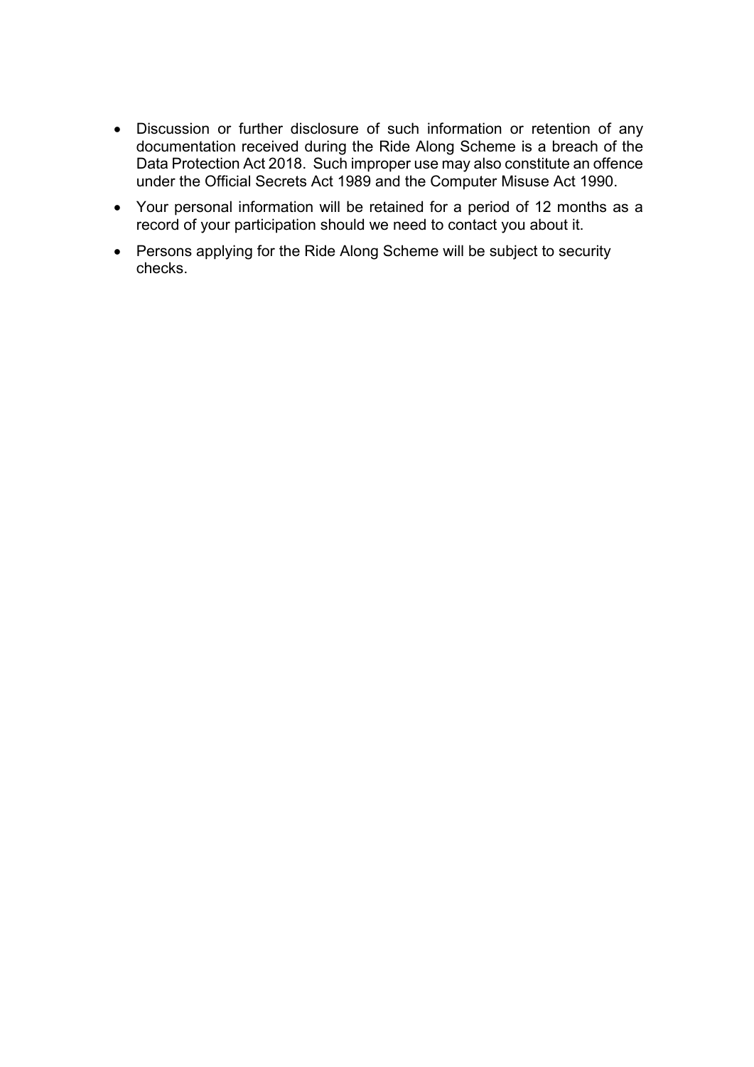- Discussion or further disclosure of such information or retention of any documentation received during the Ride Along Scheme is a breach of the Data Protection Act 2018. Such improper use may also constitute an offence under the Official Secrets Act 1989 and the Computer Misuse Act 1990.
- Your personal information will be retained for a period of 12 months as a record of your participation should we need to contact you about it.
- Persons applying for the Ride Along Scheme will be subject to security checks.